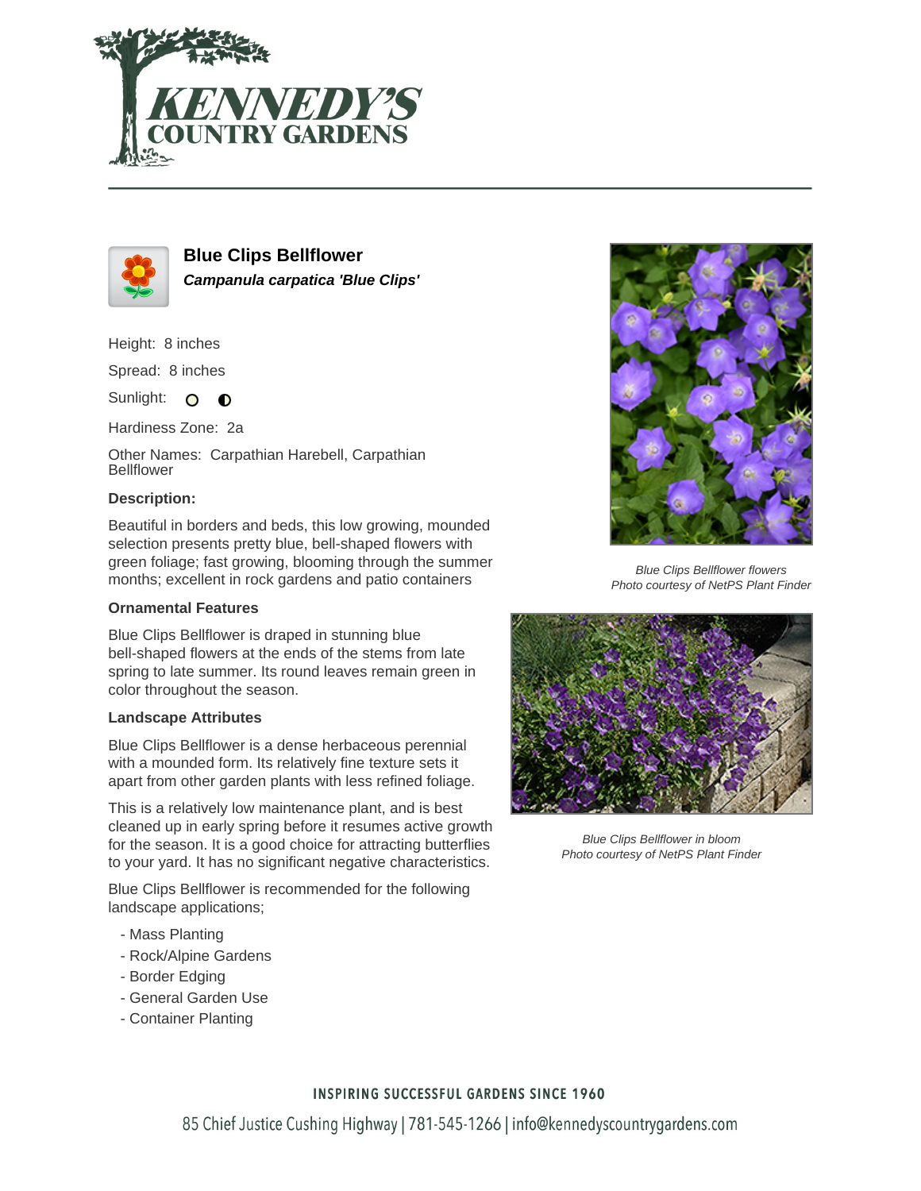# Blue Clips Bellflower

***Campanula carpatica 'Blue Clips'***

Height: 8 inches

Spread: 8 inches

Sunlight:

Hardiness Zone: 2a

Other Names: Carpathian Harebell, Carpathian Bellflower

**Description:**

Beautiful in borders and beds, this low growing, mounded selection presents pretty blue, bell-shaped flowers with green foliage; fast growing, blooming through the summer months; excellent in rock gardens and patio containers

### Ornamental Features

Blue Clips Bellflower is draped in stunning blue bell-shaped flowers at the ends of the stems from late spring to late summer. Its round leaves remain green in color throughout the season.

### Landscape Attributes

Blue Clips Bellflower is a dense herbaceous perennial with a mounded form. Its relatively fine texture sets it apart from other garden plants with less refined foliage.

This is a relatively low maintenance plant, and is best cleaned up in early spring before it resumes active growth for the season. It is a good choice for attracting butterflies to your yard. It has no significant negative characteristics.

Blue Clips Bellflower is recommended for the following landscape applications;

- Mass Planting
- Rock/Alpine Gardens
- Border Edging
- General Garden Use
- Container Planting

*Blue Clips Bellflower flowers*
*Photo courtesy of NetPS Plant Finder*

*Blue Clips Bellflower in bloom*
*Photo courtesy of NetPS Plant Finder*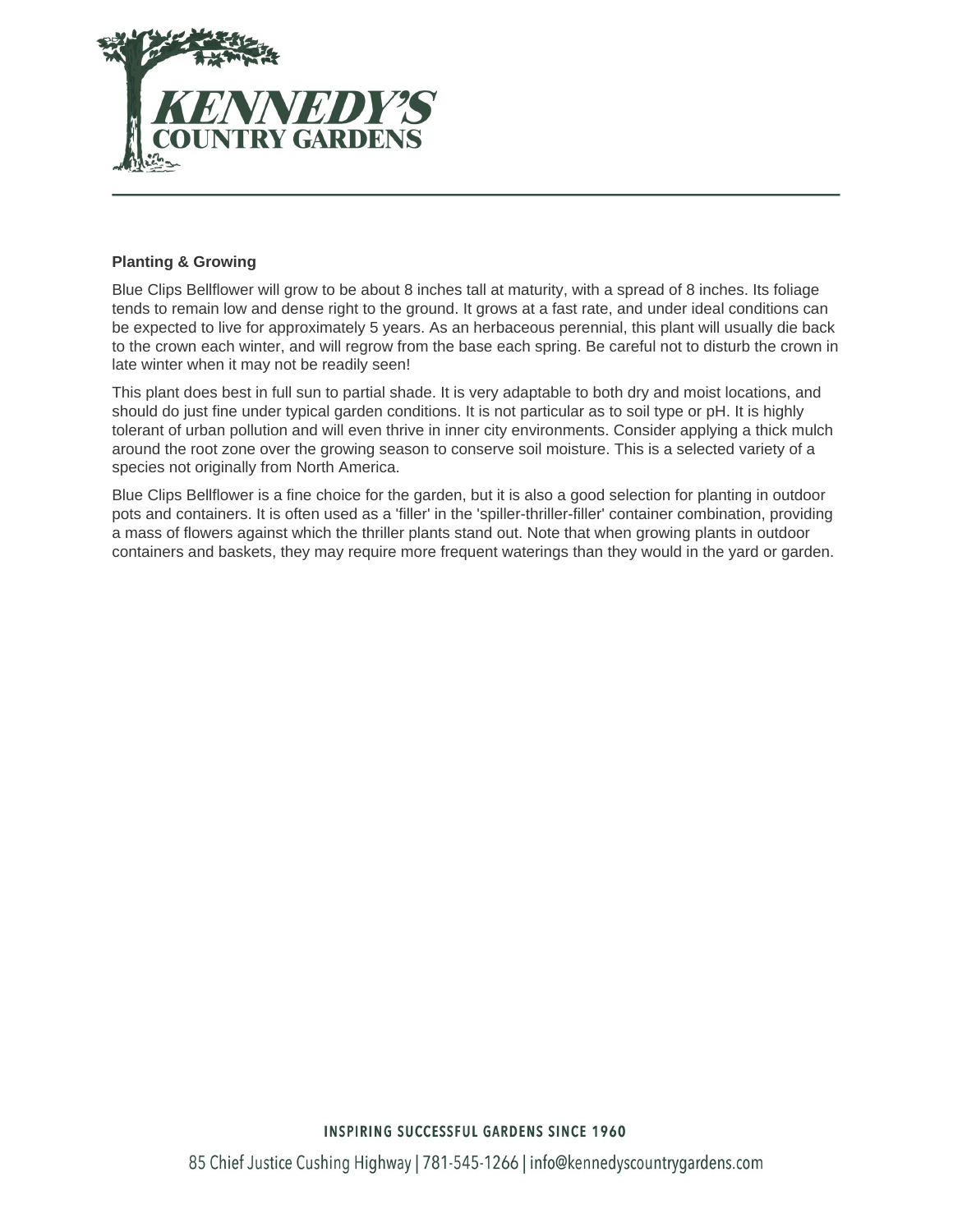**Planting & Growing**

Blue Clips Bellflower will grow to be about 8 inches tall at maturity, with a spread of 8 inches. Its foliage tends to remain low and dense right to the ground. It grows at a fast rate, and under ideal conditions can be expected to live for approximately 5 years. As an herbaceous perennial, this plant will usually die back to the crown each winter, and will regrow from the base each spring. Be careful not to disturb the crown in late winter when it may not be readily seen!

This plant does best in full sun to partial shade. It is very adaptable to both dry and moist locations, and should do just fine under typical garden conditions. It is not particular as to soil type or pH. It is highly tolerant of urban pollution and will even thrive in inner city environments. Consider applying a thick mulch around the root zone over the growing season to conserve soil moisture. This is a selected variety of a species not originally from North America.

Blue Clips Bellflower is a fine choice for the garden, but it is also a good selection for planting in outdoor pots and containers. It is often used as a 'filler' in the 'spiller-thriller-filler' container combination, providing a mass of flowers against which the thriller plants stand out. Note that when growing plants in outdoor containers and baskets, they may require more frequent waterings than they would in the yard or garden.